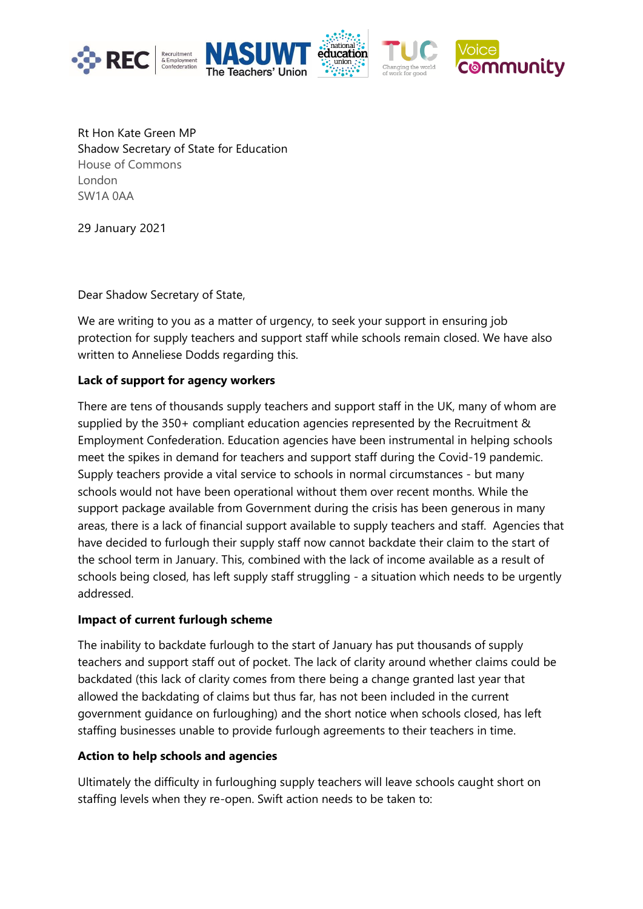Rt Hon Kate Green MP
Shadow Secretary of State for Education
House of Commons
London
SW1A 0AA

29 January 2021

Dear Shadow Secretary of State,

We are writing to you as a matter of urgency, to seek your support in ensuring job protection for supply teachers and support staff while schools remain closed. We have also written to Anneliese Dodds regarding this.

**Lack of support for agency workers**

There are tens of thousands supply teachers and support staff in the UK, many of whom are supplied by the 350+ compliant education agencies represented by the Recruitment & Employment Confederation. Education agencies have been instrumental in helping schools meet the spikes in demand for teachers and support staff during the Covid-19 pandemic. Supply teachers provide a vital service to schools in normal circumstances - but many schools would not have been operational without them over recent months. While the support package available from Government during the crisis has been generous in many areas, there is a lack of financial support available to supply teachers and staff. Agencies that have decided to furlough their supply staff now cannot backdate their claim to the start of the school term in January. This, combined with the lack of income available as a result of schools being closed, has left supply staff struggling - a situation which needs to be urgently addressed.

**Impact of current furlough scheme**

The inability to backdate furlough to the start of January has put thousands of supply teachers and support staff out of pocket. The lack of clarity around whether claims could be backdated (this lack of clarity comes from there being a change granted last year that allowed the backdating of claims but thus far, has not been included in the current government guidance on furloughing) and the short notice when schools closed, has left staffing businesses unable to provide furlough agreements to their teachers in time.

**Action to help schools and agencies**

Ultimately the difficulty in furloughing supply teachers will leave schools caught short on staffing levels when they re-open. Swift action needs to be taken to: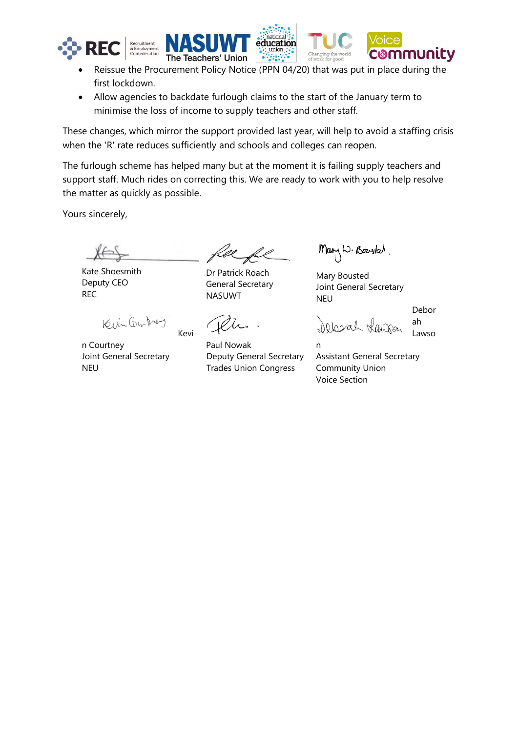- Reissue the Procurement Policy Notice (PPN 04/20) that was put in place during the first lockdown.
- Allow agencies to backdate furlough claims to the start of the January term to minimise the loss of income to supply teachers and other staff.

These changes, which mirror the support provided last year, will help to avoid a staffing crisis when the 'R' rate reduces sufficiently and schools and colleges can reopen.

The furlough scheme has helped many but at the moment it is failing supply teachers and support staff. Much rides on correcting this. We are ready to work with you to help resolve the matter as quickly as possible.

Yours sincerely,

Kate Shoesmith
Deputy CEO
REC

Dr Patrick Roach
General Secretary
NASUWT

Mary Bousted
Joint General Secretary
NEU

Kevin Courtney
Joint General Secretary
NEU

Paul Nowak
Deputy General Secretary
Trades Union Congress

Deborah Lawson
Assistant General Secretary
Community Union
Voice Section